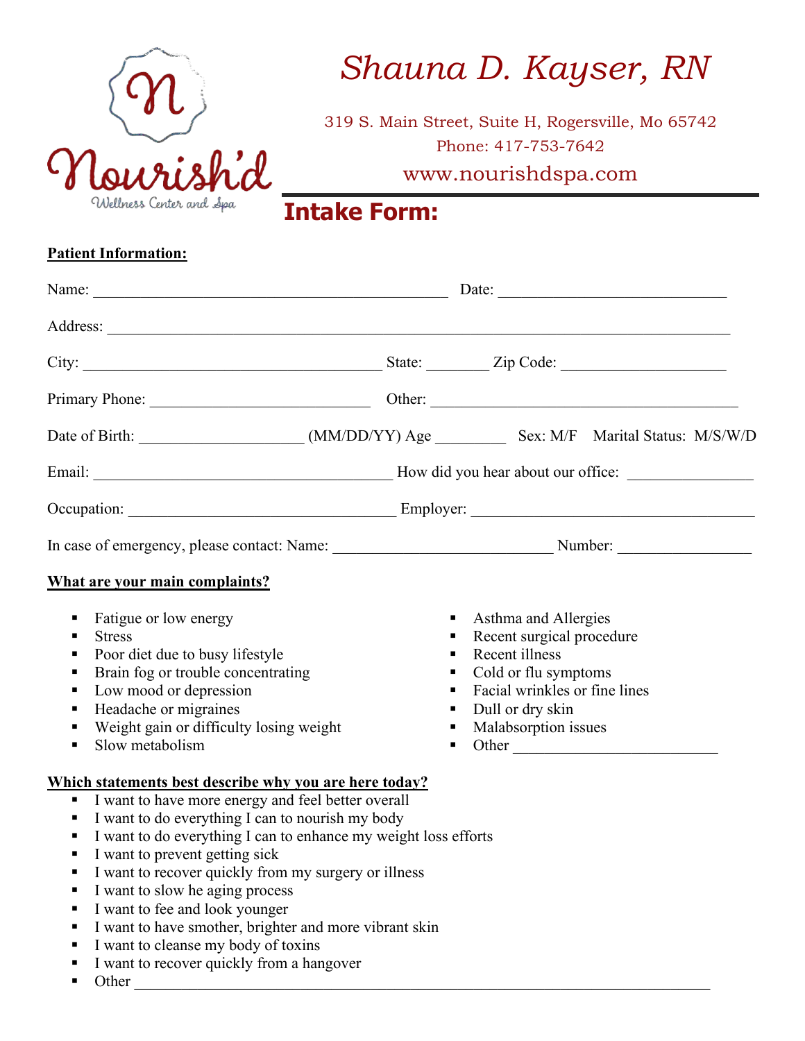Nourish'd

Wellness Center and Spa

# *Shauna D. Kayser, RN*

319 S. Main Street, Suite H, Rogersville, Mo 65742

Phone: 417-753-7642

www.nourishdspa.com

## Intake Form:

**Patient Information:**

Name: ______________________________________________ Date: _____________________________

Address: _________________________________________________________________________________

City: _____________________________________ State: ________ Zip Code: _____________________

Primary Phone: ____________________________ Other: ________________________________________

Date of Birth: ____________________ (MM/DD/YY) Age _________ Sex: M/F Marital Status: M/S/W/D

Email: _______________________________________ How did you hear about our office: ________________

Occupation: ___________________________________ Employer: ____________________________________

In case of emergency, please contact: Name: ____________________________ Number: ________________

**What are your main complaints?**

- Fatigue or low energy
- Stress
- Poor diet due to busy lifestyle
- Brain fog or trouble concentrating
- Low mood or depression
- Headache or migraines
- Weight gain or difficulty losing weight
- Slow metabolism
- Asthma and Allergies
- Recent surgical procedure
- Recent illness
- Cold or flu symptoms
- Facial wrinkles or fine lines
- Dull or dry skin
- Malabsorption issues
- Other __________________________

**Which statements best describe why you are here today?**

- I want to have more energy and feel better overall
- I want to do everything I can to nourish my body
- I want to do everything I can to enhance my weight loss efforts
- I want to prevent getting sick
- I want to recover quickly from my surgery or illness
- I want to slow he aging process
- I want to fee and look younger
- I want to have smother, brighter and more vibrant skin
- I want to cleanse my body of toxins
- I want to recover quickly from a hangover
- Other ____________________________________________________________________________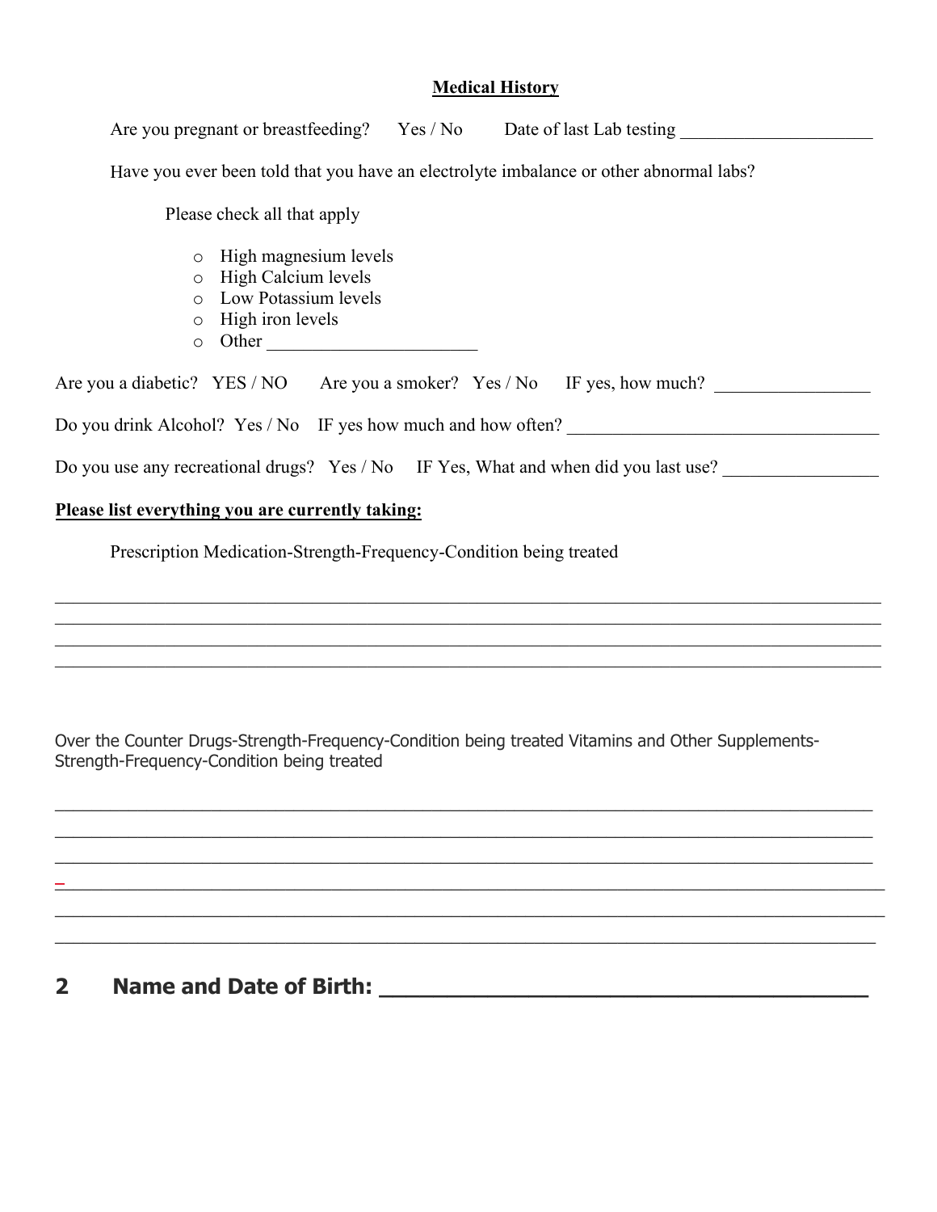## Medical History

Are you pregnant or breastfeeding? Yes / No Date of last Lab testing ______________________

Have you ever been told that you have an electrolyte imbalance or other abnormal labs?

Please check all that apply

- High magnesium levels
- High Calcium levels
- Low Potassium levels
- High iron levels
- Other ______________________

Are you a diabetic? YES / NO Are you a smoker? Yes / No IF yes, how much? _________________

Do you drink Alcohol? Yes / No IF yes how much and how often? ___________________________________

Do you use any recreational drugs? Yes / No IF Yes, What and when did you last use? _________________

**Please list everything you are currently taking:**

Prescription Medication-Strength-Frequency-Condition being treated

______________________________________________________________________________________
______________________________________________________________________________________
______________________________________________________________________________________
______________________________________________________________________________________

Over the Counter Drugs-Strength-Frequency-Condition being treated Vitamins and Other Supplements-Strength-Frequency-Condition being treated

______________________________________________________________________________________
______________________________________________________________________________________
______________________________________________________________________________________
______________________________________________________________________________________
______________________________________________________________________________________
______________________________________________________________________________________

**Name and Date of Birth: ________________________________________**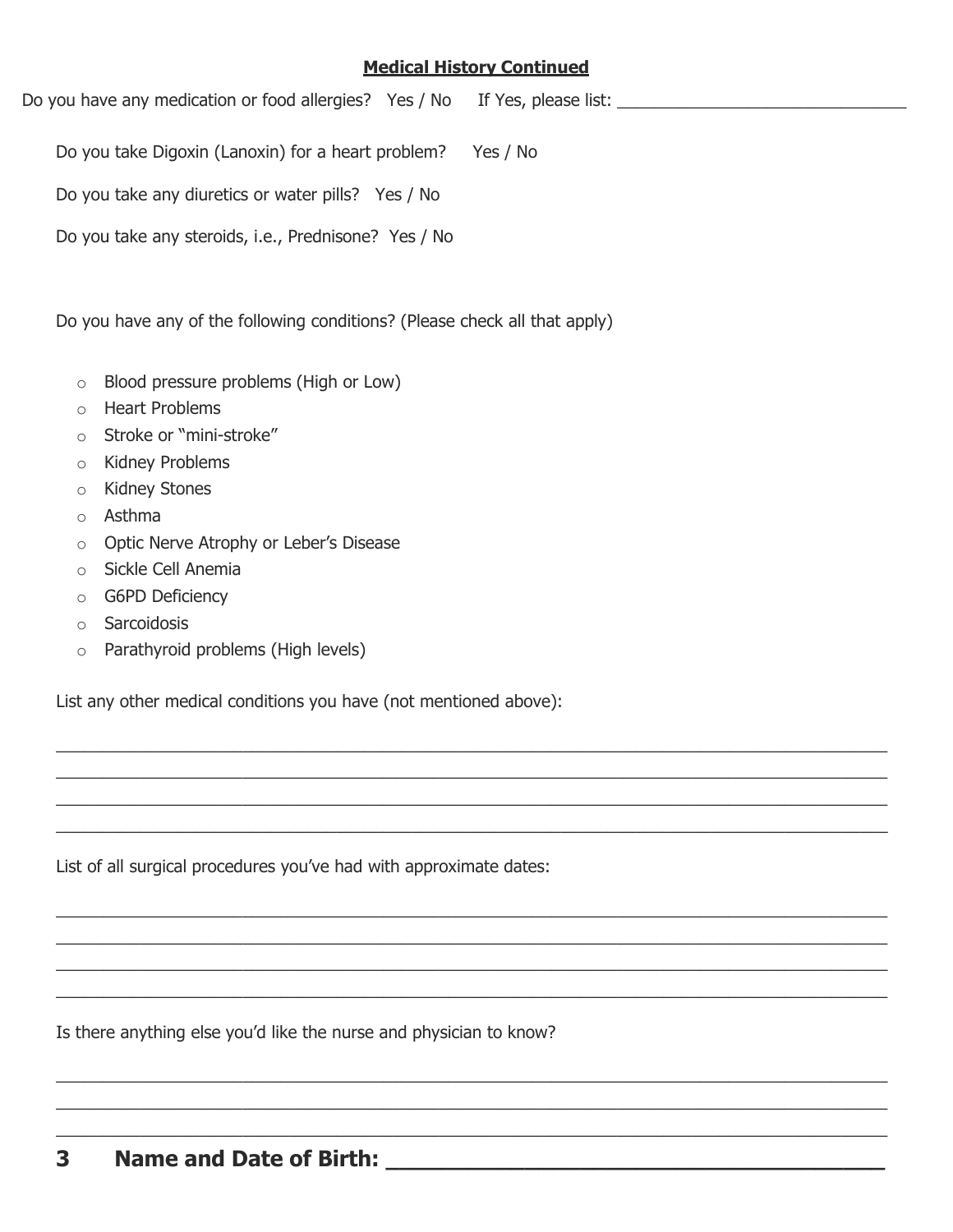## Medical History Continued

Do you have any medication or food allergies? Yes / No  If Yes, please list: ________________________________

Do you take Digoxin (Lanoxin) for a heart problem?  Yes / No

Do you take any diuretics or water pills? Yes / No

Do you take any steroids, i.e., Prednisone? Yes / No

Do you have any of the following conditions? (Please check all that apply)

- ○ Blood pressure problems (High or Low)
- ○ Heart Problems
- ○ Stroke or "mini-stroke"
- ○ Kidney Problems
- ○ Kidney Stones
- ○ Asthma
- ○ Optic Nerve Atrophy or Leber's Disease
- ○ Sickle Cell Anemia
- ○ G6PD Deficiency
- ○ Sarcoidosis
- ○ Parathyroid problems (High levels)

List any other medical conditions you have (not mentioned above):

____________________________________________________________________________________

____________________________________________________________________________________

____________________________________________________________________________________

____________________________________________________________________________________

List of all surgical procedures you've had with approximate dates:

____________________________________________________________________________________

____________________________________________________________________________________

____________________________________________________________________________________

____________________________________________________________________________________

Is there anything else you'd like the nurse and physician to know?

____________________________________________________________________________________

____________________________________________________________________________________

____________________________________________________________________________________

**Name and Date of Birth: ________________________________________**